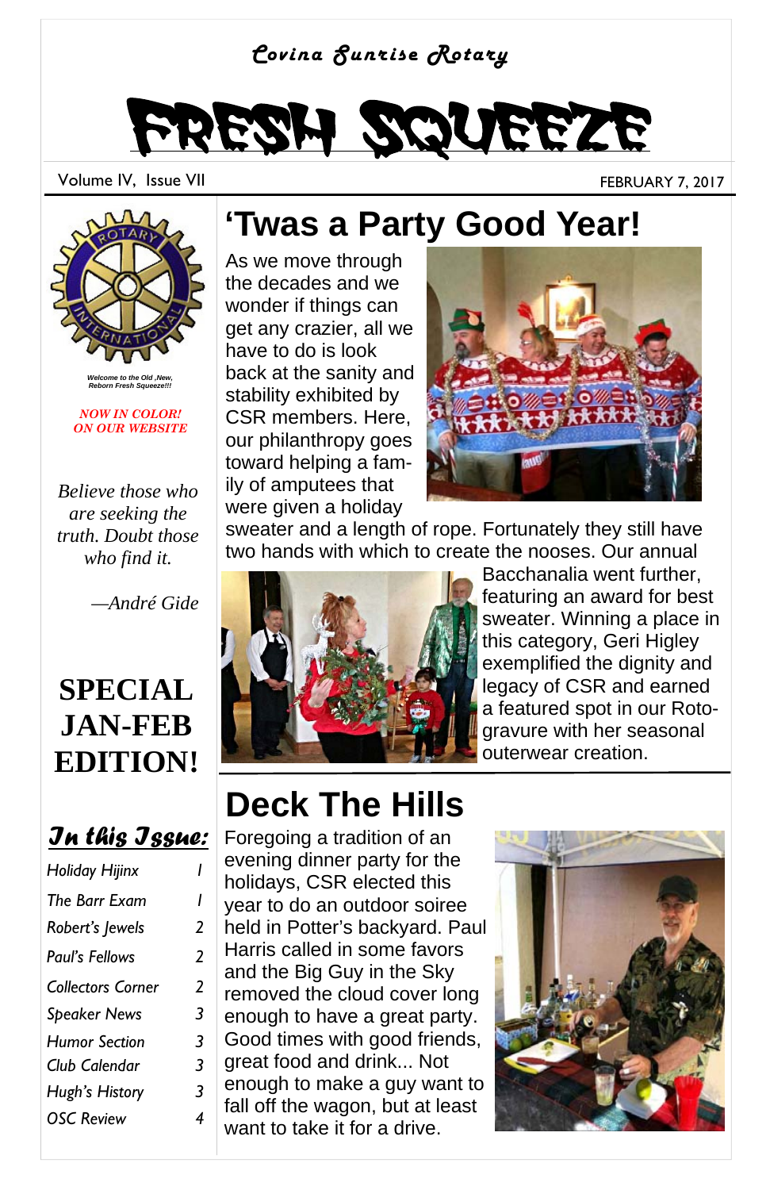*Covina Sunrise Rotary*

# FRESH SQUEEZE

Volume IV, Issue VII

FEBRUARY 7, 2017

*Welcome to the Old ,New, Reborn Fresh Squeeze!!!*

*NOW IN COLOR! ON OUR WEBSITE*

*Believe those who are seeking the truth. Doubt those who find it.*

*—André Gide*

**SPECIAL JAN-FEB EDITION!**

## In this Issue:

| | |
|---|---|
| Holiday Hijinx | 1 |
| The Barr Exam | 1 |
| Robert's Jewels | 2 |
| Paul's Fellows | 2 |
| Collectors Corner | 2 |
| Speaker News | 3 |
| Humor Section | 3 |
| Club Calendar | 3 |
| Hugh's History | 3 |
| OSC Review | 4 |

## 'Twas a Party Good Year!

As we move through the decades and we wonder if things can get any crazier, all we have to do is look back at the sanity and stability exhibited by CSR members. Here, our philanthropy goes toward helping a family of amputees that were given a holiday sweater and a length of rope. Fortunately they still have two hands with which to create the nooses. Our annual Bacchanalia went further, featuring an award for best sweater. Winning a place in this category, Geri Higley exemplified the dignity and legacy of CSR and earned a featured spot in our Rotogravure with her seasonal outerwear creation.

## Deck The Hills

Foregoing a tradition of an evening dinner party for the holidays, CSR elected this year to do an outdoor soiree held in Potter's backyard. Paul Harris called in some favors and the Big Guy in the Sky removed the cloud cover long enough to have a great party. Good times with good friends, great food and drink... Not enough to make a guy want to fall off the wagon, but at least want to take it for a drive.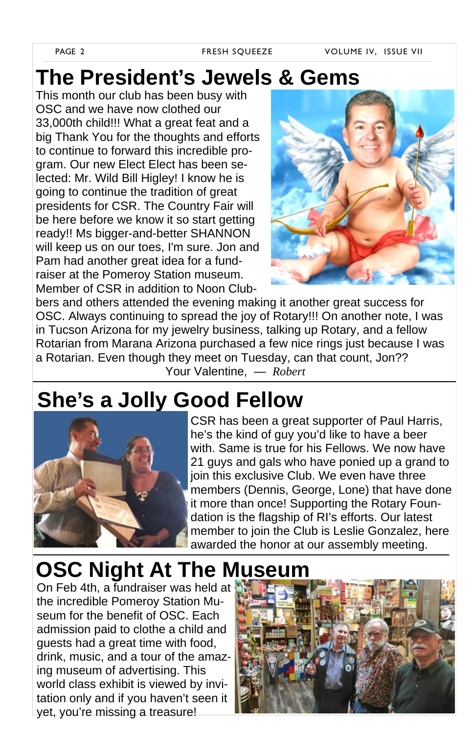# The President's Jewels & Gems

This month our club has been busy with OSC and we have now clothed our 33,000th child!!! What a great feat and a big Thank You for the thoughts and efforts to continue to forward this incredible program. Our new Elect Elect has been selected: Mr. Wild Bill Higley! I know he is going to continue the tradition of great presidents for CSR. The Country Fair will be here before we know it so start getting ready!! Ms bigger-and-better SHANNON will keep us on our toes, I'm sure. Jon and Pam had another great idea for a fundraiser at the Pomeroy Station museum. Member of CSR in addition to Noon Clubbers and others attended the evening making it another great success for OSC. Always continuing to spread the joy of Rotary!!! On another note, I was in Tucson Arizona for my jewelry business, talking up Rotary, and a fellow Rotarian from Marana Arizona purchased a few nice rings just because I was a Rotarian. Even though they meet on Tuesday, can that count, Jon??

Your Valentine, — *Robert*

# She's a Jolly Good Fellow

CSR has been a great supporter of Paul Harris, he's the kind of guy you'd like to have a beer with. Same is true for his Fellows. We now have 21 guys and gals who have ponied up a grand to join this exclusive Club. We even have three members (Dennis, George, Lone) that have done it more than once! Supporting the Rotary Foundation is the flagship of RI's efforts. Our latest member to join the Club is Leslie Gonzalez, here awarded the honor at our assembly meeting.

# OSC Night At The Museum

On Feb 4th, a fundraiser was held at the incredible Pomeroy Station Museum for the benefit of OSC. Each admission paid to clothe a child and guests had a great time with food, drink, music, and a tour of the amazing museum of advertising. This world class exhibit is viewed by invitation only and if you haven't seen it yet, you're missing a treasure!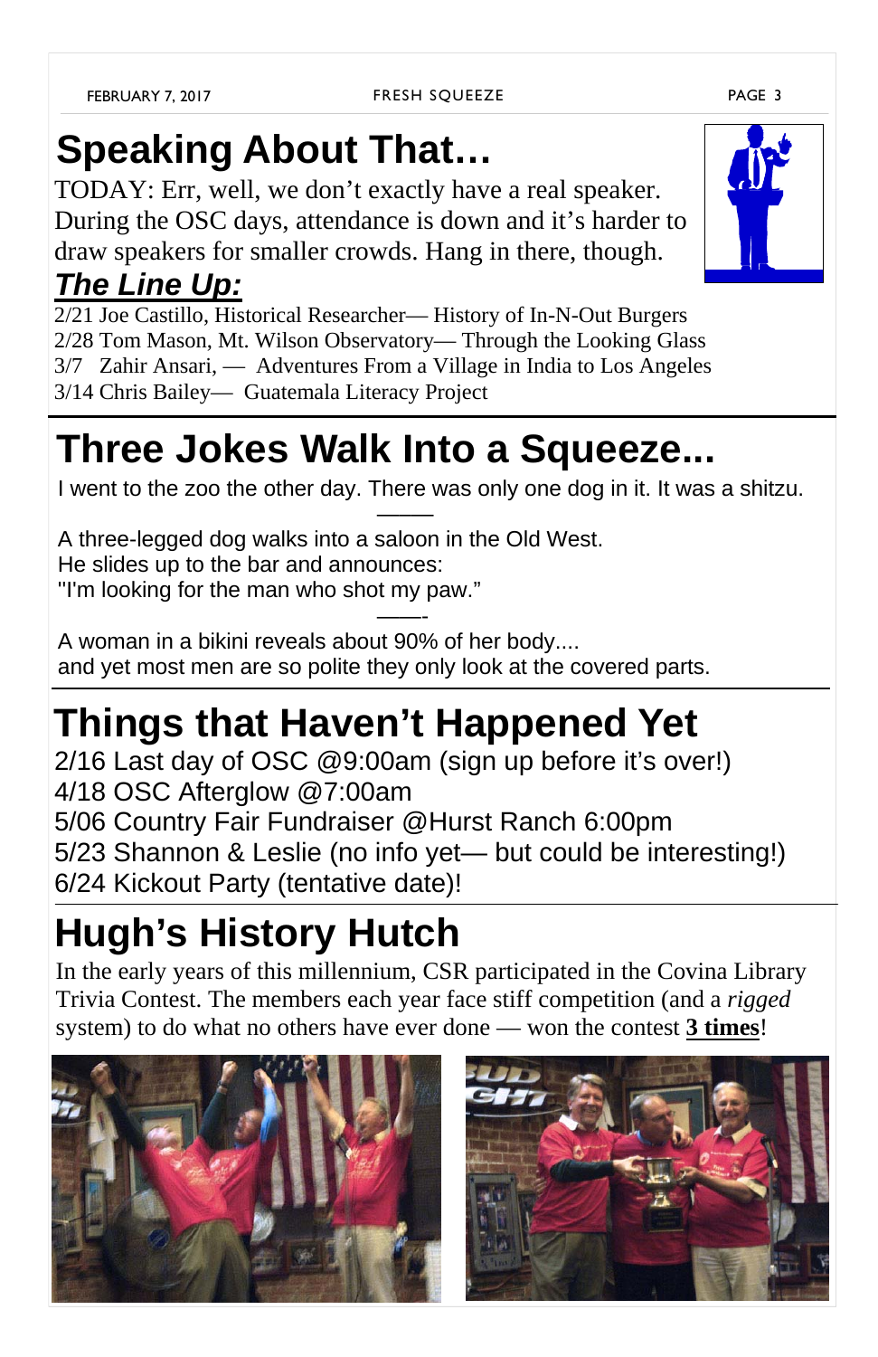# Speaking About That…

TODAY: Err, well, we don't exactly have a real speaker. During the OSC days, attendance is down and it's harder to draw speakers for smaller crowds. Hang in there, though.

## ***The Line Up:***

2/21 Joe Castillo, Historical Researcher— History of In-N-Out Burgers
2/28 Tom Mason, Mt. Wilson Observatory— Through the Looking Glass
3/7 Zahir Ansari, — Adventures From a Village in India to Los Angeles
3/14 Chris Bailey— Guatemala Literacy Project

# Three Jokes Walk Into a Squeeze...

I went to the zoo the other day. There was only one dog in it. It was a shitzu.

——

A three-legged dog walks into a saloon in the Old West.
He slides up to the bar and announces:
"I'm looking for the man who shot my paw."

——-

A woman in a bikini reveals about 90% of her body....
and yet most men are so polite they only look at the covered parts.

# Things that Haven't Happened Yet

2/16 Last day of OSC @9:00am (sign up before it's over!)
4/18 OSC Afterglow @7:00am
5/06 Country Fair Fundraiser @Hurst Ranch 6:00pm
5/23 Shannon & Leslie (no info yet— but could be interesting!)
6/24 Kickout Party (tentative date)!

# Hugh's History Hutch

In the early years of this millennium, CSR participated in the Covina Library Trivia Contest. The members each year face stiff competition (and a *rigged* system) to do what no others have ever done — won the contest **3 times**!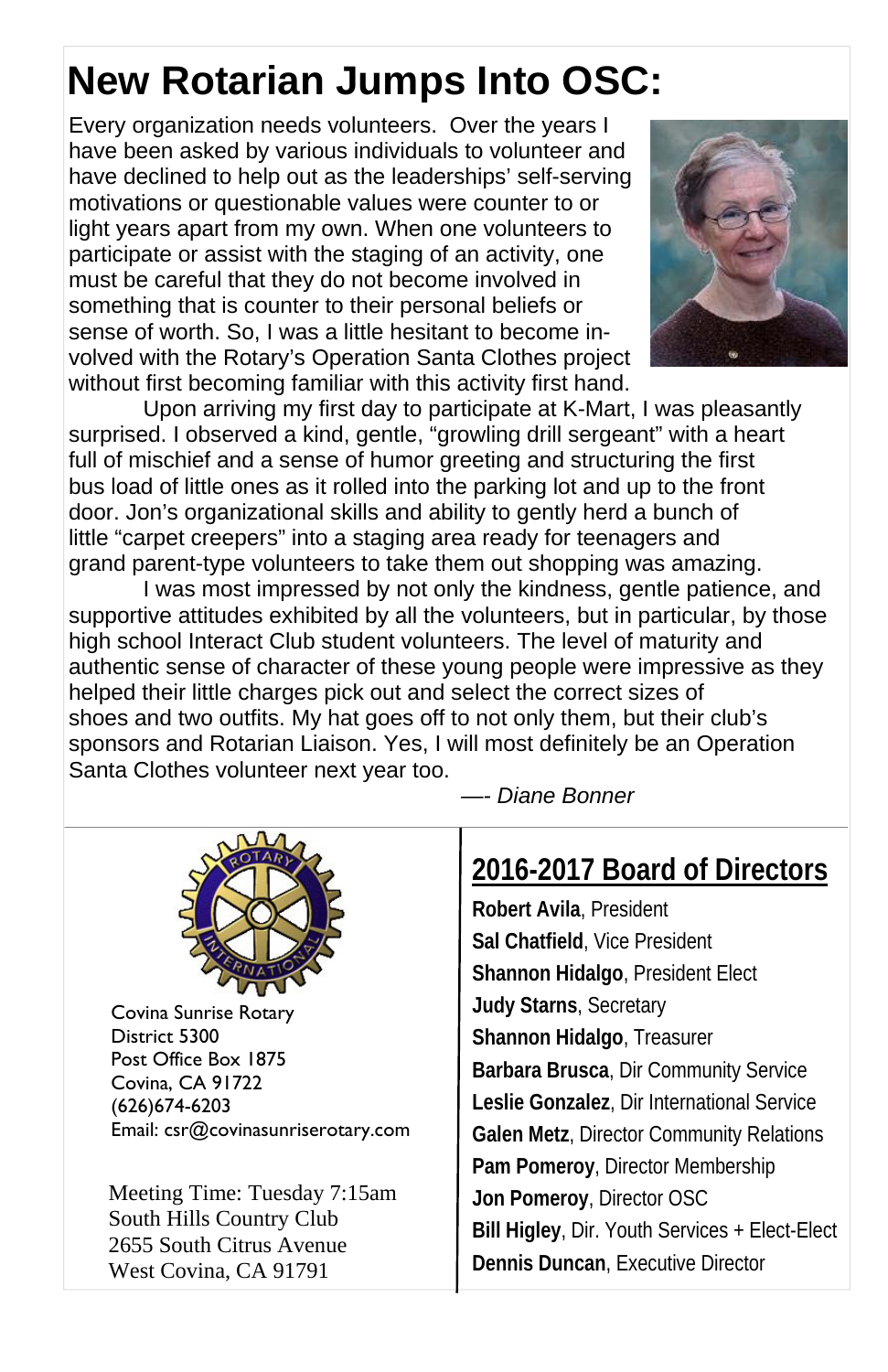# New Rotarian Jumps Into OSC:

Every organization needs volunteers. Over the years I have been asked by various individuals to volunteer and have declined to help out as the leaderships' self-serving motivations or questionable values were counter to or light years apart from my own. When one volunteers to participate or assist with the staging of an activity, one must be careful that they do not become involved in something that is counter to their personal beliefs or sense of worth. So, I was a little hesitant to become involved with the Rotary's Operation Santa Clothes project without first becoming familiar with this activity first hand.

Upon arriving my first day to participate at K-Mart, I was pleasantly surprised. I observed a kind, gentle, "growling drill sergeant" with a heart full of mischief and a sense of humor greeting and structuring the first bus load of little ones as it rolled into the parking lot and up to the front door. Jon's organizational skills and ability to gently herd a bunch of little "carpet creepers" into a staging area ready for teenagers and grand parent-type volunteers to take them out shopping was amazing.

I was most impressed by not only the kindness, gentle patience, and supportive attitudes exhibited by all the volunteers, but in particular, by those high school Interact Club student volunteers. The level of maturity and authentic sense of character of these young people were impressive as they helped their little charges pick out and select the correct sizes of shoes and two outfits. My hat goes off to not only them, but their club's sponsors and Rotarian Liaison. Yes, I will most definitely be an Operation Santa Clothes volunteer next year too.

—- *Diane Bonner*

Covina Sunrise Rotary
District 5300
Post Office Box 1875
Covina, CA 91722
(626)674-6203
Email: csr@covinasunriserotary.com

Meeting Time: Tuesday 7:15am
South Hills Country Club
2655 South Citrus Avenue
West Covina, CA 91791

## 2016-2017 Board of Directors

**Robert Avila**, President
**Sal Chatfield**, Vice President
**Shannon Hidalgo**, President Elect
**Judy Starns**, Secretary
**Shannon Hidalgo**, Treasurer
**Barbara Brusca**, Dir Community Service
**Leslie Gonzalez**, Dir International Service
**Galen Metz**, Director Community Relations
**Pam Pomeroy**, Director Membership
**Jon Pomeroy**, Director OSC
**Bill Higley**, Dir. Youth Services + Elect-Elect
**Dennis Duncan**, Executive Director